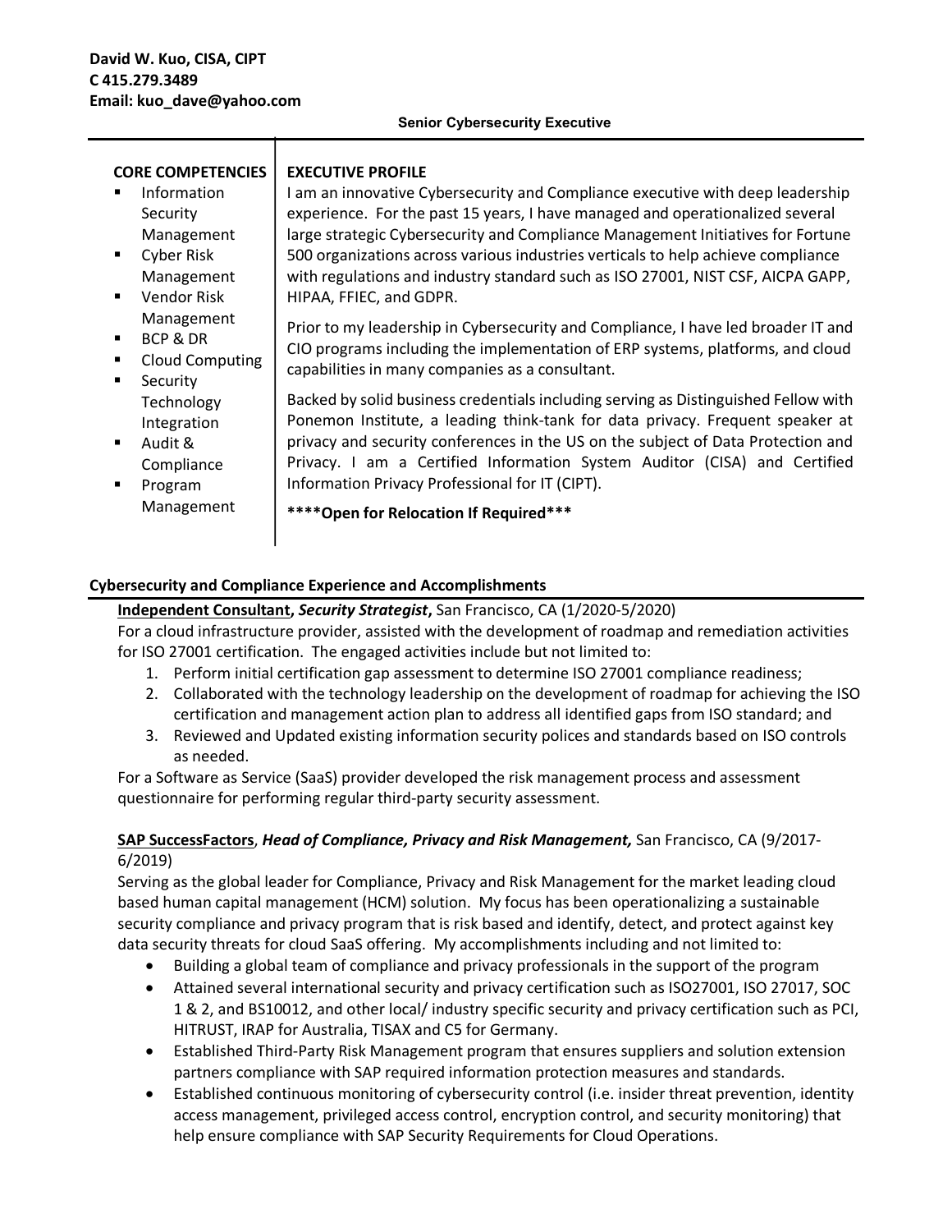**David W. Kuo, CISA, CIPT**
**C 415.279.3489**
**Email: kuo_dave@yahoo.com**

**Senior Cybersecurity Executive**

**CORE COMPETENCIES**

- Information Security Management
- Cyber Risk Management
- Vendor Risk Management
- BCP & DR
- Cloud Computing
- Security Technology Integration
- Audit & Compliance
- Program Management

**EXECUTIVE PROFILE**

I am an innovative Cybersecurity and Compliance executive with deep leadership experience. For the past 15 years, I have managed and operationalized several large strategic Cybersecurity and Compliance Management Initiatives for Fortune 500 organizations across various industries verticals to help achieve compliance with regulations and industry standard such as ISO 27001, NIST CSF, AICPA GAPP, HIPAA, FFIEC, and GDPR.

Prior to my leadership in Cybersecurity and Compliance, I have led broader IT and CIO programs including the implementation of ERP systems, platforms, and cloud capabilities in many companies as a consultant.

Backed by solid business credentials including serving as Distinguished Fellow with Ponemon Institute, a leading think-tank for data privacy. Frequent speaker at privacy and security conferences in the US on the subject of Data Protection and Privacy. I am a Certified Information System Auditor (CISA) and Certified Information Privacy Professional for IT (CIPT).

**\*\*\*\*Open for Relocation If Required\*\*\***

## Cybersecurity and Compliance Experience and Accomplishments

**Independent Consultant, *Security Strategist*,** San Francisco, CA (1/2020-5/2020)

For a cloud infrastructure provider, assisted with the development of roadmap and remediation activities for ISO 27001 certification. The engaged activities include but not limited to:

1. Perform initial certification gap assessment to determine ISO 27001 compliance readiness;
2. Collaborated with the technology leadership on the development of roadmap for achieving the ISO certification and management action plan to address all identified gaps from ISO standard; and
3. Reviewed and Updated existing information security polices and standards based on ISO controls as needed.

For a Software as Service (SaaS) provider developed the risk management process and assessment questionnaire for performing regular third-party security assessment.

**SAP SuccessFactors**, ***Head of Compliance, Privacy and Risk Management,*** San Francisco, CA (9/2017-6/2019)

Serving as the global leader for Compliance, Privacy and Risk Management for the market leading cloud based human capital management (HCM) solution. My focus has been operationalizing a sustainable security compliance and privacy program that is risk based and identify, detect, and protect against key data security threats for cloud SaaS offering. My accomplishments including and not limited to:

- Building a global team of compliance and privacy professionals in the support of the program
- Attained several international security and privacy certification such as ISO27001, ISO 27017, SOC 1 & 2, and BS10012, and other local/ industry specific security and privacy certification such as PCI, HITRUST, IRAP for Australia, TISAX and C5 for Germany.
- Established Third-Party Risk Management program that ensures suppliers and solution extension partners compliance with SAP required information protection measures and standards.
- Established continuous monitoring of cybersecurity control (i.e. insider threat prevention, identity access management, privileged access control, encryption control, and security monitoring) that help ensure compliance with SAP Security Requirements for Cloud Operations.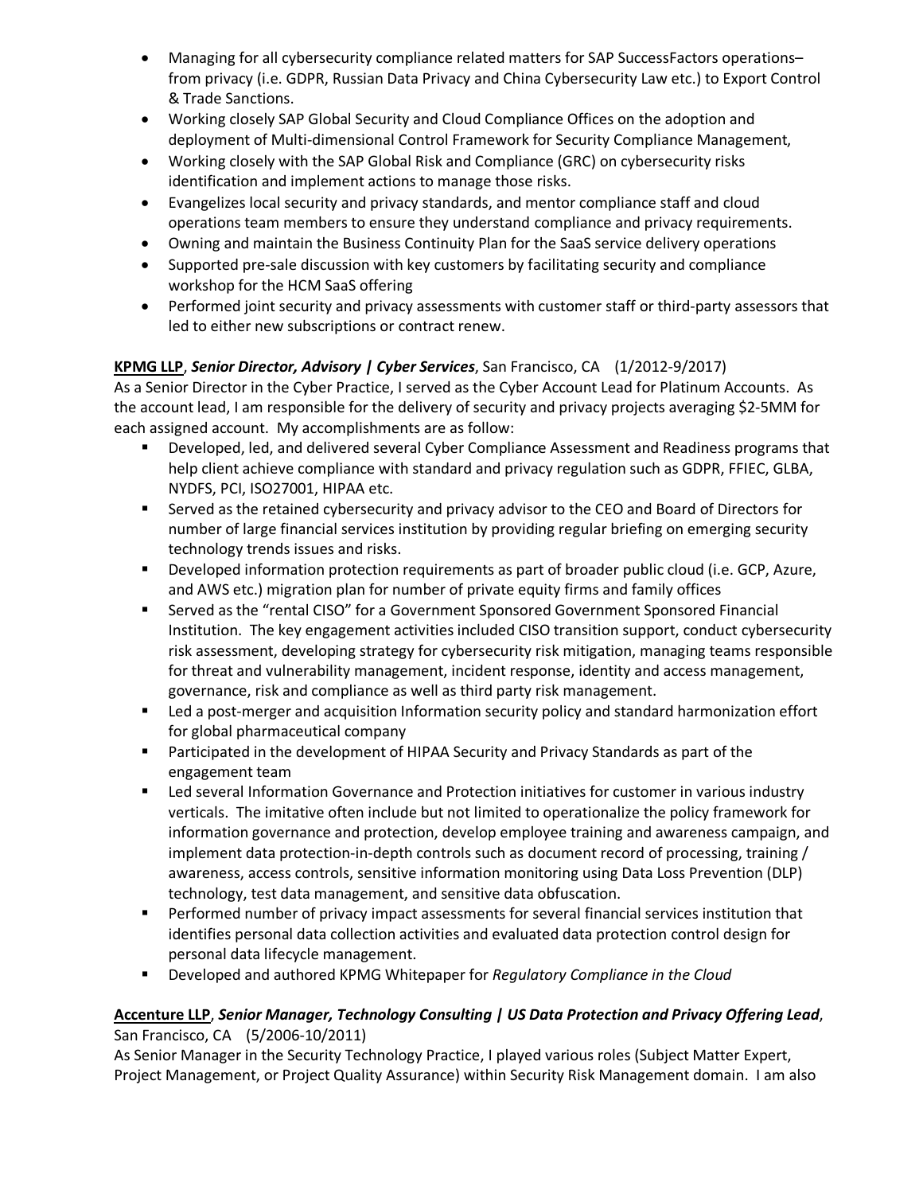- Managing for all cybersecurity compliance related matters for SAP SuccessFactors operations– from privacy (i.e. GDPR, Russian Data Privacy and China Cybersecurity Law etc.) to Export Control & Trade Sanctions.
- Working closely SAP Global Security and Cloud Compliance Offices on the adoption and deployment of Multi-dimensional Control Framework for Security Compliance Management,
- Working closely with the SAP Global Risk and Compliance (GRC) on cybersecurity risks identification and implement actions to manage those risks.
- Evangelizes local security and privacy standards, and mentor compliance staff and cloud operations team members to ensure they understand compliance and privacy requirements.
- Owning and maintain the Business Continuity Plan for the SaaS service delivery operations
- Supported pre-sale discussion with key customers by facilitating security and compliance workshop for the HCM SaaS offering
- Performed joint security and privacy assessments with customer staff or third-party assessors that led to either new subscriptions or contract renew.

**KPMG LLP**, ***Senior Director, Advisory | Cyber Services***, San Francisco, CA (1/2012-9/2017)

As a Senior Director in the Cyber Practice, I served as the Cyber Account Lead for Platinum Accounts. As the account lead, I am responsible for the delivery of security and privacy projects averaging $2-5MM for each assigned account. My accomplishments are as follow:

- Developed, led, and delivered several Cyber Compliance Assessment and Readiness programs that help client achieve compliance with standard and privacy regulation such as GDPR, FFIEC, GLBA, NYDFS, PCI, ISO27001, HIPAA etc.
- Served as the retained cybersecurity and privacy advisor to the CEO and Board of Directors for number of large financial services institution by providing regular briefing on emerging security technology trends issues and risks.
- Developed information protection requirements as part of broader public cloud (i.e. GCP, Azure, and AWS etc.) migration plan for number of private equity firms and family offices
- Served as the "rental CISO" for a Government Sponsored Government Sponsored Financial Institution. The key engagement activities included CISO transition support, conduct cybersecurity risk assessment, developing strategy for cybersecurity risk mitigation, managing teams responsible for threat and vulnerability management, incident response, identity and access management, governance, risk and compliance as well as third party risk management.
- Led a post-merger and acquisition Information security policy and standard harmonization effort for global pharmaceutical company
- Participated in the development of HIPAA Security and Privacy Standards as part of the engagement team
- Led several Information Governance and Protection initiatives for customer in various industry verticals. The imitative often include but not limited to operationalize the policy framework for information governance and protection, develop employee training and awareness campaign, and implement data protection-in-depth controls such as document record of processing, training / awareness, access controls, sensitive information monitoring using Data Loss Prevention (DLP) technology, test data management, and sensitive data obfuscation.
- Performed number of privacy impact assessments for several financial services institution that identifies personal data collection activities and evaluated data protection control design for personal data lifecycle management.
- Developed and authored KPMG Whitepaper for *Regulatory Compliance in the Cloud*

**Accenture LLP**, ***Senior Manager, Technology Consulting | US Data Protection and Privacy Offering Lead***, San Francisco, CA (5/2006-10/2011)

As Senior Manager in the Security Technology Practice, I played various roles (Subject Matter Expert, Project Management, or Project Quality Assurance) within Security Risk Management domain. I am also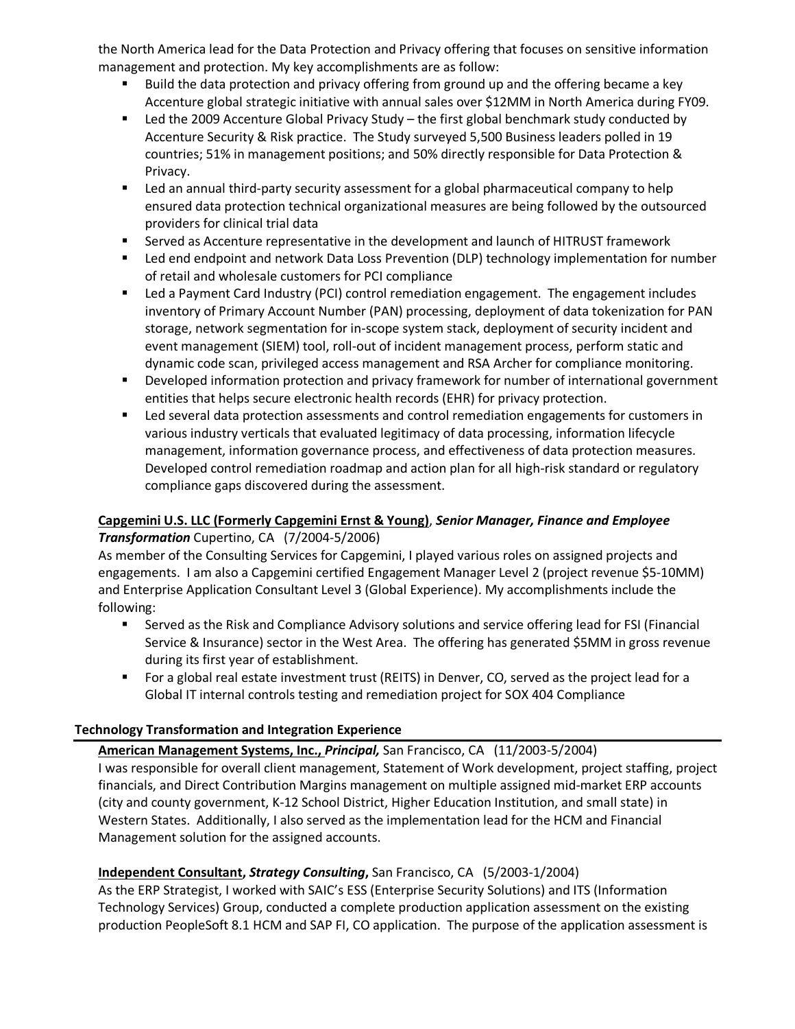the North America lead for the Data Protection and Privacy offering that focuses on sensitive information management and protection. My key accomplishments are as follow:

- Build the data protection and privacy offering from ground up and the offering became a key Accenture global strategic initiative with annual sales over $12MM in North America during FY09.
- Led the 2009 Accenture Global Privacy Study – the first global benchmark study conducted by Accenture Security & Risk practice. The Study surveyed 5,500 Business leaders polled in 19 countries; 51% in management positions; and 50% directly responsible for Data Protection & Privacy.
- Led an annual third-party security assessment for a global pharmaceutical company to help ensured data protection technical organizational measures are being followed by the outsourced providers for clinical trial data
- Served as Accenture representative in the development and launch of HITRUST framework
- Led end endpoint and network Data Loss Prevention (DLP) technology implementation for number of retail and wholesale customers for PCI compliance
- Led a Payment Card Industry (PCI) control remediation engagement. The engagement includes inventory of Primary Account Number (PAN) processing, deployment of data tokenization for PAN storage, network segmentation for in-scope system stack, deployment of security incident and event management (SIEM) tool, roll-out of incident management process, perform static and dynamic code scan, privileged access management and RSA Archer for compliance monitoring.
- Developed information protection and privacy framework for number of international government entities that helps secure electronic health records (EHR) for privacy protection.
- Led several data protection assessments and control remediation engagements for customers in various industry verticals that evaluated legitimacy of data processing, information lifecycle management, information governance process, and effectiveness of data protection measures. Developed control remediation roadmap and action plan for all high-risk standard or regulatory compliance gaps discovered during the assessment.

**Capgemini U.S. LLC (Formerly Capgemini Ernst & Young)**, ***Senior Manager, Finance and Employee Transformation*** Cupertino, CA (7/2004-5/2006)

As member of the Consulting Services for Capgemini, I played various roles on assigned projects and engagements. I am also a Capgemini certified Engagement Manager Level 2 (project revenue $5-10MM) and Enterprise Application Consultant Level 3 (Global Experience). My accomplishments include the following:

- Served as the Risk and Compliance Advisory solutions and service offering lead for FSI (Financial Service & Insurance) sector in the West Area. The offering has generated $5MM in gross revenue during its first year of establishment.
- For a global real estate investment trust (REITS) in Denver, CO, served as the project lead for a Global IT internal controls testing and remediation project for SOX 404 Compliance

## Technology Transformation and Integration Experience

**American Management Systems, Inc.,** ***Principal,*** San Francisco, CA (11/2003-5/2004)

I was responsible for overall client management, Statement of Work development, project staffing, project financials, and Direct Contribution Margins management on multiple assigned mid-market ERP accounts (city and county government, K-12 School District, Higher Education Institution, and small state) in Western States. Additionally, I also served as the implementation lead for the HCM and Financial Management solution for the assigned accounts.

**Independent Consultant,** ***Strategy Consulting*****,** San Francisco, CA (5/2003-1/2004)

As the ERP Strategist, I worked with SAIC's ESS (Enterprise Security Solutions) and ITS (Information Technology Services) Group, conducted a complete production application assessment on the existing production PeopleSoft 8.1 HCM and SAP FI, CO application. The purpose of the application assessment is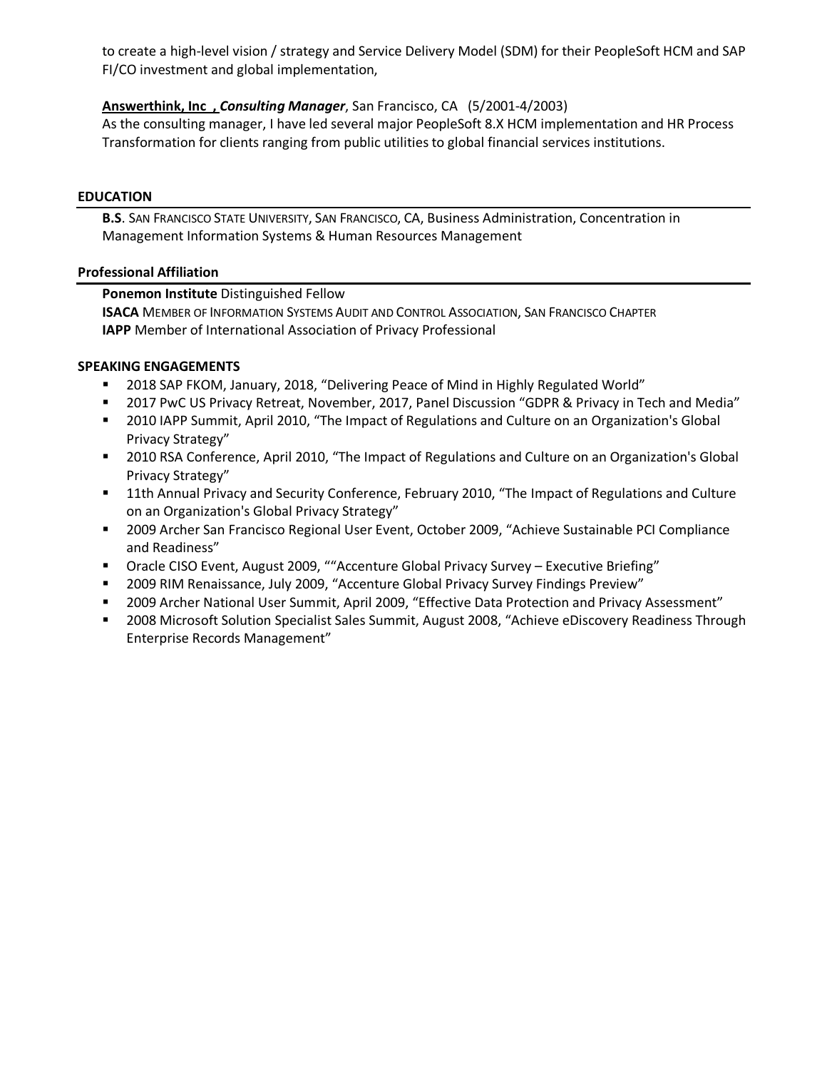to create a high-level vision / strategy and Service Delivery Model (SDM) for their PeopleSoft HCM and SAP FI/CO investment and global implementation,

**Answerthink, Inc , *Consulting Manager***, San Francisco, CA (5/2001-4/2003)
As the consulting manager, I have led several major PeopleSoft 8.X HCM implementation and HR Process Transformation for clients ranging from public utilities to global financial services institutions.

## EDUCATION

**B.S**. SAN FRANCISCO STATE UNIVERSITY, SAN FRANCISCO, CA, Business Administration, Concentration in Management Information Systems & Human Resources Management

## Professional Affiliation

**Ponemon Institute** Distinguished Fellow
**ISACA** MEMBER OF INFORMATION SYSTEMS AUDIT AND CONTROL ASSOCIATION, SAN FRANCISCO CHAPTER
**IAPP** Member of International Association of Privacy Professional

## SPEAKING ENGAGEMENTS

- 2018 SAP FKOM, January, 2018, “Delivering Peace of Mind in Highly Regulated World”
- 2017 PwC US Privacy Retreat, November, 2017, Panel Discussion “GDPR & Privacy in Tech and Media”
- 2010 IAPP Summit, April 2010, “The Impact of Regulations and Culture on an Organization's Global Privacy Strategy”
- 2010 RSA Conference, April 2010, “The Impact of Regulations and Culture on an Organization's Global Privacy Strategy”
- 11th Annual Privacy and Security Conference, February 2010, “The Impact of Regulations and Culture on an Organization's Global Privacy Strategy”
- 2009 Archer San Francisco Regional User Event, October 2009, “Achieve Sustainable PCI Compliance and Readiness”
- Oracle CISO Event, August 2009, ““Accenture Global Privacy Survey – Executive Briefing”
- 2009 RIM Renaissance, July 2009, “Accenture Global Privacy Survey Findings Preview”
- 2009 Archer National User Summit, April 2009, “Effective Data Protection and Privacy Assessment”
- 2008 Microsoft Solution Specialist Sales Summit, August 2008, “Achieve eDiscovery Readiness Through Enterprise Records Management”